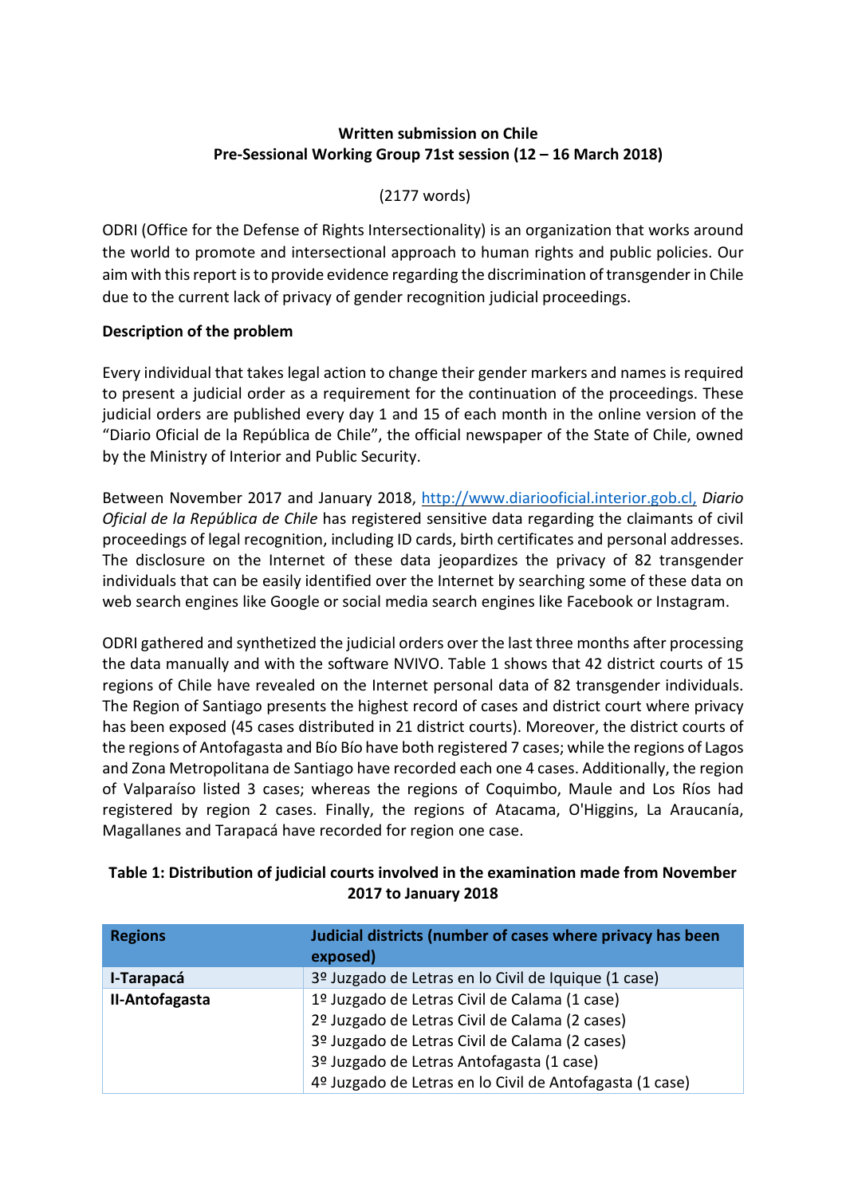**Written submission on Chile**
**Pre-Sessional Working Group 71st session (12 – 16 March 2018)**

(2177 words)

ODRI (Office for the Defense of Rights Intersectionality) is an organization that works around the world to promote and intersectional approach to human rights and public policies. Our aim with this report is to provide evidence regarding the discrimination of transgender in Chile due to the current lack of privacy of gender recognition judicial proceedings.

**Description of the problem**

Every individual that takes legal action to change their gender markers and names is required to present a judicial order as a requirement for the continuation of the proceedings. These judicial orders are published every day 1 and 15 of each month in the online version of the "Diario Oficial de la República de Chile", the official newspaper of the State of Chile, owned by the Ministry of Interior and Public Security.

Between November 2017 and January 2018, http://www.diariooficial.interior.gob.cl, *Diario Oficial de la República de Chile* has registered sensitive data regarding the claimants of civil proceedings of legal recognition, including ID cards, birth certificates and personal addresses. The disclosure on the Internet of these data jeopardizes the privacy of 82 transgender individuals that can be easily identified over the Internet by searching some of these data on web search engines like Google or social media search engines like Facebook or Instagram.

ODRI gathered and synthetized the judicial orders over the last three months after processing the data manually and with the software NVIVO. Table 1 shows that 42 district courts of 15 regions of Chile have revealed on the Internet personal data of 82 transgender individuals. The Region of Santiago presents the highest record of cases and district court where privacy has been exposed (45 cases distributed in 21 district courts). Moreover, the district courts of the regions of Antofagasta and Bío Bío have both registered 7 cases; while the regions of Lagos and Zona Metropolitana de Santiago have recorded each one 4 cases. Additionally, the region of Valparaíso listed 3 cases; whereas the regions of Coquimbo, Maule and Los Ríos had registered by region 2 cases. Finally, the regions of Atacama, O'Higgins, La Araucanía, Magallanes and Tarapacá have recorded for region one case.

**Table 1: Distribution of judicial courts involved in the examination made from November 2017 to January 2018**

| Regions | Judicial districts (number of cases where privacy has been exposed) |
|---|---|
| **I-Tarapacá** | 3º Juzgado de Letras en lo Civil de Iquique (1 case) |
| **II-Antofagasta** | 1º Juzgado de Letras Civil de Calama (1 case)<br>2º Juzgado de Letras Civil de Calama (2 cases)<br>3º Juzgado de Letras Civil de Calama (2 cases)<br>3º Juzgado de Letras Antofagasta (1 case)<br>4º Juzgado de Letras en lo Civil de Antofagasta (1 case) |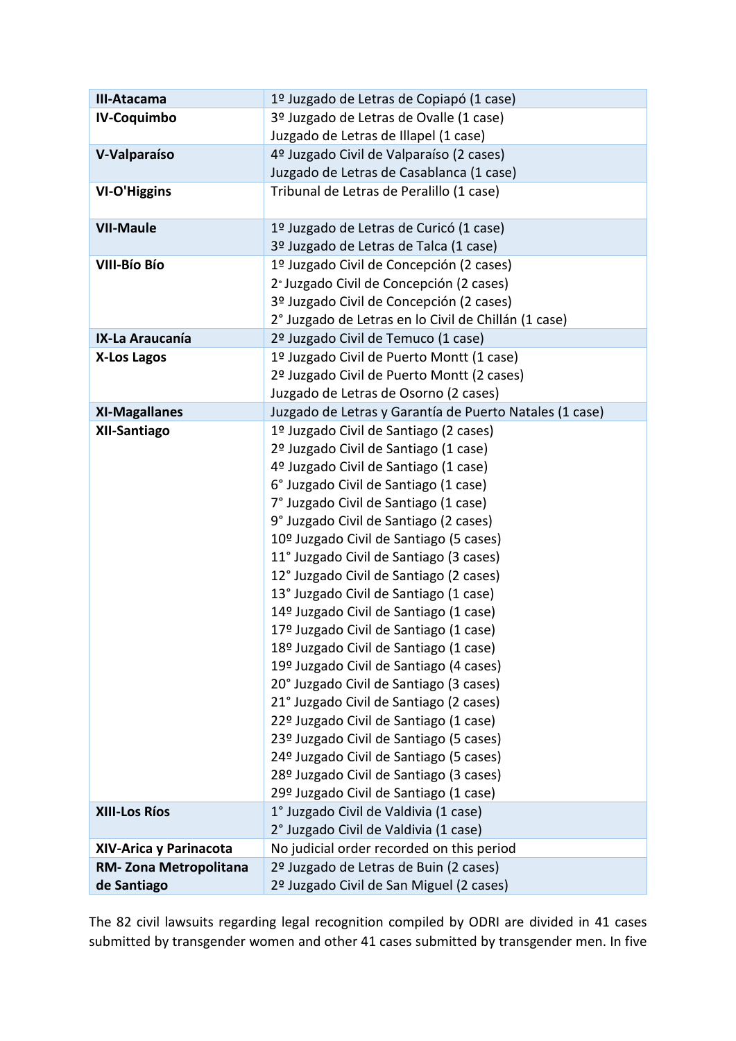| | |
|---|---|
| **III-Atacama** | 1º Juzgado de Letras de Copiapó (1 case) |
| **IV-Coquimbo** | 3º Juzgado de Letras de Ovalle (1 case)<br>Juzgado de Letras de Illapel (1 case) |
| **V-Valparaíso** | 4º Juzgado Civil de Valparaíso (2 cases)<br>Juzgado de Letras de Casablanca (1 case) |
| **VI-O'Higgins** | Tribunal de Letras de Peralillo (1 case) |
| **VII-Maule** | 1º Juzgado de Letras de Curicó (1 case)<br>3º Juzgado de Letras de Talca (1 case) |
| **VIII-Bío Bío** | 1º Juzgado Civil de Concepción (2 cases)<br>2◦ Juzgado Civil de Concepción (2 cases)<br>3º Juzgado Civil de Concepción (2 cases)<br>2° Juzgado de Letras en lo Civil de Chillán (1 case) |
| **IX-La Araucanía** | 2º Juzgado Civil de Temuco (1 case) |
| **X-Los Lagos** | 1º Juzgado Civil de Puerto Montt (1 case)<br>2º Juzgado Civil de Puerto Montt (2 cases)<br>Juzgado de Letras de Osorno (2 cases) |
| **XI-Magallanes** | Juzgado de Letras y Garantía de Puerto Natales (1 case) |
| **XII-Santiago** | 1º Juzgado Civil de Santiago (2 cases)<br>2º Juzgado Civil de Santiago (1 case)<br>4º Juzgado Civil de Santiago (1 case)<br>6° Juzgado Civil de Santiago (1 case)<br>7° Juzgado Civil de Santiago (1 case)<br>9° Juzgado Civil de Santiago (2 cases)<br>10º Juzgado Civil de Santiago (5 cases)<br>11° Juzgado Civil de Santiago (3 cases)<br>12° Juzgado Civil de Santiago (2 cases)<br>13° Juzgado Civil de Santiago (1 case)<br>14º Juzgado Civil de Santiago (1 case)<br>17º Juzgado Civil de Santiago (1 case)<br>18º Juzgado Civil de Santiago (1 case)<br>19º Juzgado Civil de Santiago (4 cases)<br>20° Juzgado Civil de Santiago (3 cases)<br>21° Juzgado Civil de Santiago (2 cases)<br>22º Juzgado Civil de Santiago (1 case)<br>23º Juzgado Civil de Santiago (5 cases)<br>24º Juzgado Civil de Santiago (5 cases)<br>28º Juzgado Civil de Santiago (3 cases)<br>29º Juzgado Civil de Santiago (1 case) |
| **XIII-Los Ríos** | 1° Juzgado Civil de Valdivia (1 case)<br>2° Juzgado Civil de Valdivia (1 case) |
| **XIV-Arica y Parinacota** | No judicial order recorded on this period |
| **RM- Zona Metropolitana de Santiago** | 2º Juzgado de Letras de Buin (2 cases)<br>2º Juzgado Civil de San Miguel (2 cases) |

The 82 civil lawsuits regarding legal recognition compiled by ODRI are divided in 41 cases submitted by transgender women and other 41 cases submitted by transgender men. In five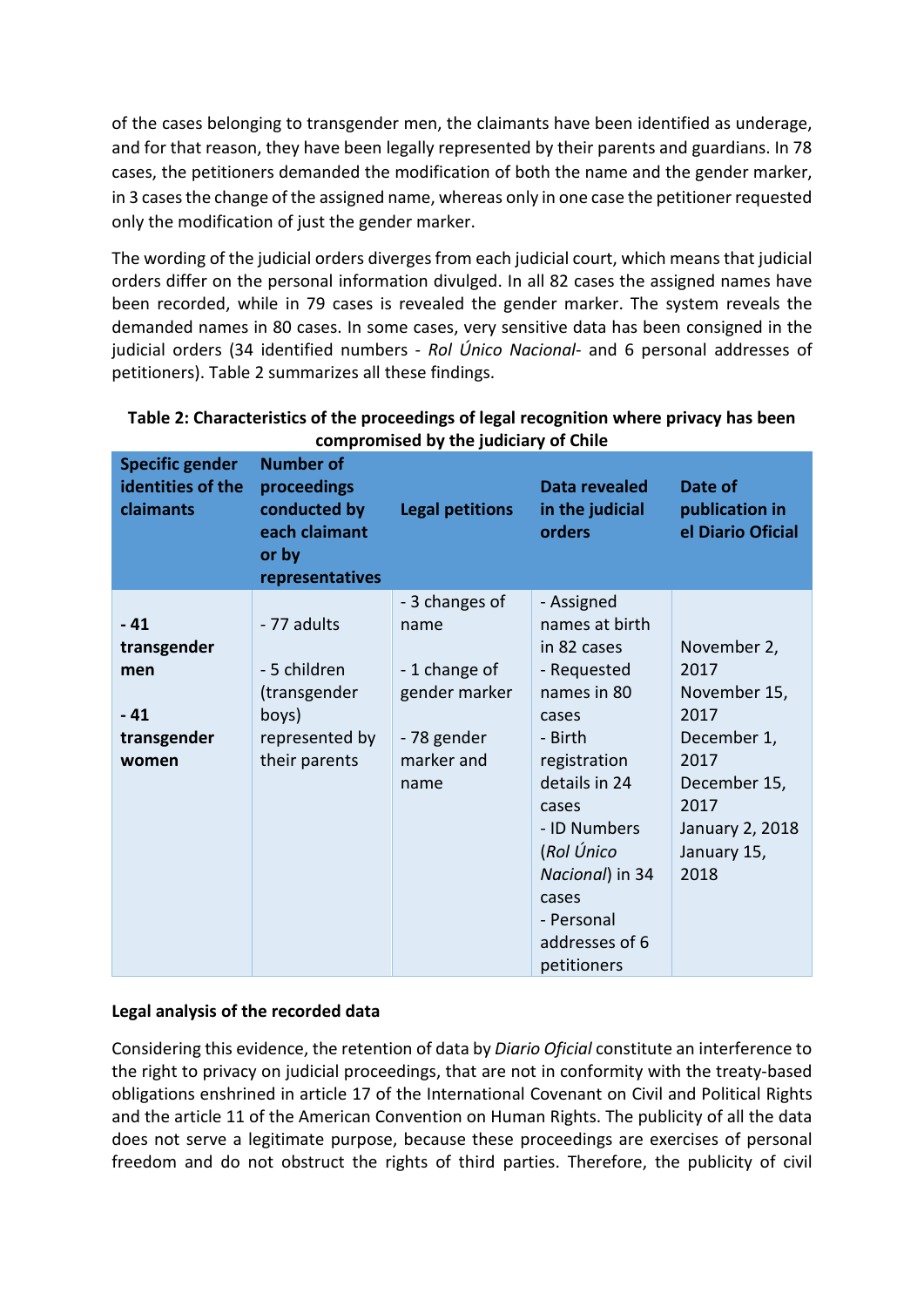of the cases belonging to transgender men, the claimants have been identified as underage, and for that reason, they have been legally represented by their parents and guardians. In 78 cases, the petitioners demanded the modification of both the name and the gender marker, in 3 cases the change of the assigned name, whereas only in one case the petitioner requested only the modification of just the gender marker.

The wording of the judicial orders diverges from each judicial court, which means that judicial orders differ on the personal information divulged. In all 82 cases the assigned names have been recorded, while in 79 cases is revealed the gender marker. The system reveals the demanded names in 80 cases. In some cases, very sensitive data has been consigned in the judicial orders (34 identified numbers - *Rol Único Nacional*- and 6 personal addresses of petitioners). Table 2 summarizes all these findings.

**Table 2: Characteristics of the proceedings of legal recognition where privacy has been compromised by the judiciary of Chile**

| Specific gender identities of the claimants | Number of proceedings conducted by each claimant or by representatives | Legal petitions | Data revealed in the judicial orders | Date of publication in el Diario Oficial |
|---|---|---|---|---|
| **- 41 transgender men**<br><br>**- 41 transgender women** | - 77 adults<br><br>- 5 children (transgender boys) represented by their parents | - 3 changes of name<br><br>- 1 change of gender marker<br><br>- 78 gender marker and name | - Assigned names at birth in 82 cases<br>- Requested names in 80 cases<br>- Birth registration details in 24 cases<br>- ID Numbers (*Rol Único Nacional*) in 34 cases<br>- Personal addresses of 6 petitioners | November 2, 2017<br>November 15, 2017<br>December 1, 2017<br>December 15, 2017<br>January 2, 2018<br>January 15, 2018 |

**Legal analysis of the recorded data**

Considering this evidence, the retention of data by *Diario Oficial* constitute an interference to the right to privacy on judicial proceedings, that are not in conformity with the treaty-based obligations enshrined in article 17 of the International Covenant on Civil and Political Rights and the article 11 of the American Convention on Human Rights. The publicity of all the data does not serve a legitimate purpose, because these proceedings are exercises of personal freedom and do not obstruct the rights of third parties. Therefore, the publicity of civil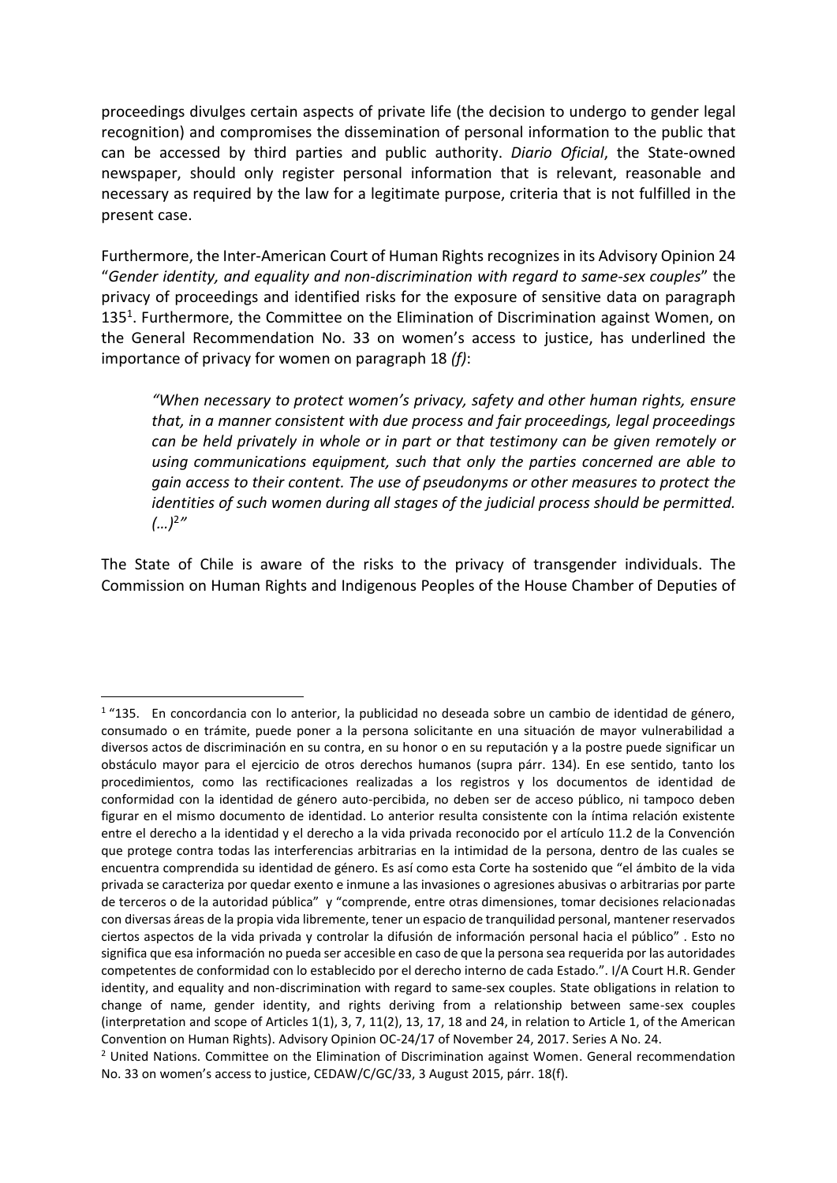proceedings divulges certain aspects of private life (the decision to undergo to gender legal recognition) and compromises the dissemination of personal information to the public that can be accessed by third parties and public authority. *Diario Oficial*, the State-owned newspaper, should only register personal information that is relevant, reasonable and necessary as required by the law for a legitimate purpose, criteria that is not fulfilled in the present case.

Furthermore, the Inter-American Court of Human Rights recognizes in its Advisory Opinion 24 "*Gender identity, and equality and non-discrimination with regard to same-sex couples*" the privacy of proceedings and identified risks for the exposure of sensitive data on paragraph 135[1]. Furthermore, the Committee on the Elimination of Discrimination against Women, on the General Recommendation No. 33 on women's access to justice, has underlined the importance of privacy for women on paragraph 18 *(f)*:

> *"When necessary to protect women's privacy, safety and other human rights, ensure that, in a manner consistent with due process and fair proceedings, legal proceedings can be held privately in whole or in part or that testimony can be given remotely or using communications equipment, such that only the parties concerned are able to gain access to their content. The use of pseudonyms or other measures to protect the identities of such women during all stages of the judicial process should be permitted. (…)*[2]*"*

The State of Chile is aware of the risks to the privacy of transgender individuals. The Commission on Human Rights and Indigenous Peoples of the House Chamber of Deputies of

---

[1] "135. En concordancia con lo anterior, la publicidad no deseada sobre un cambio de identidad de género, consumado o en trámite, puede poner a la persona solicitante en una situación de mayor vulnerabilidad a diversos actos de discriminación en su contra, en su honor o en su reputación y a la postre puede significar un obstáculo mayor para el ejercicio de otros derechos humanos (supra párr. 134). En ese sentido, tanto los procedimientos, como las rectificaciones realizadas a los registros y los documentos de identidad de conformidad con la identidad de género auto-percibida, no deben ser de acceso público, ni tampoco deben figurar en el mismo documento de identidad. Lo anterior resulta consistente con la íntima relación existente entre el derecho a la identidad y el derecho a la vida privada reconocido por el artículo 11.2 de la Convención que protege contra todas las interferencias arbitrarias en la intimidad de la persona, dentro de las cuales se encuentra comprendida su identidad de género. Es así como esta Corte ha sostenido que "el ámbito de la vida privada se caracteriza por quedar exento e inmune a las invasiones o agresiones abusivas o arbitrarias por parte de terceros o de la autoridad pública" y "comprende, entre otras dimensiones, tomar decisiones relacionadas con diversas áreas de la propia vida libremente, tener un espacio de tranquilidad personal, mantener reservados ciertos aspectos de la vida privada y controlar la difusión de información personal hacia el público" . Esto no significa que esa información no pueda ser accesible en caso de que la persona sea requerida por las autoridades competentes de conformidad con lo establecido por el derecho interno de cada Estado.". I/A Court H.R. Gender identity, and equality and non-discrimination with regard to same-sex couples. State obligations in relation to change of name, gender identity, and rights deriving from a relationship between same-sex couples (interpretation and scope of Articles 1(1), 3, 7, 11(2), 13, 17, 18 and 24, in relation to Article 1, of the American Convention on Human Rights). Advisory Opinion OC-24/17 of November 24, 2017. Series A No. 24.

[2] United Nations. Committee on the Elimination of Discrimination against Women. General recommendation No. 33 on women's access to justice, CEDAW/C/GC/33, 3 August 2015, párr. 18(f).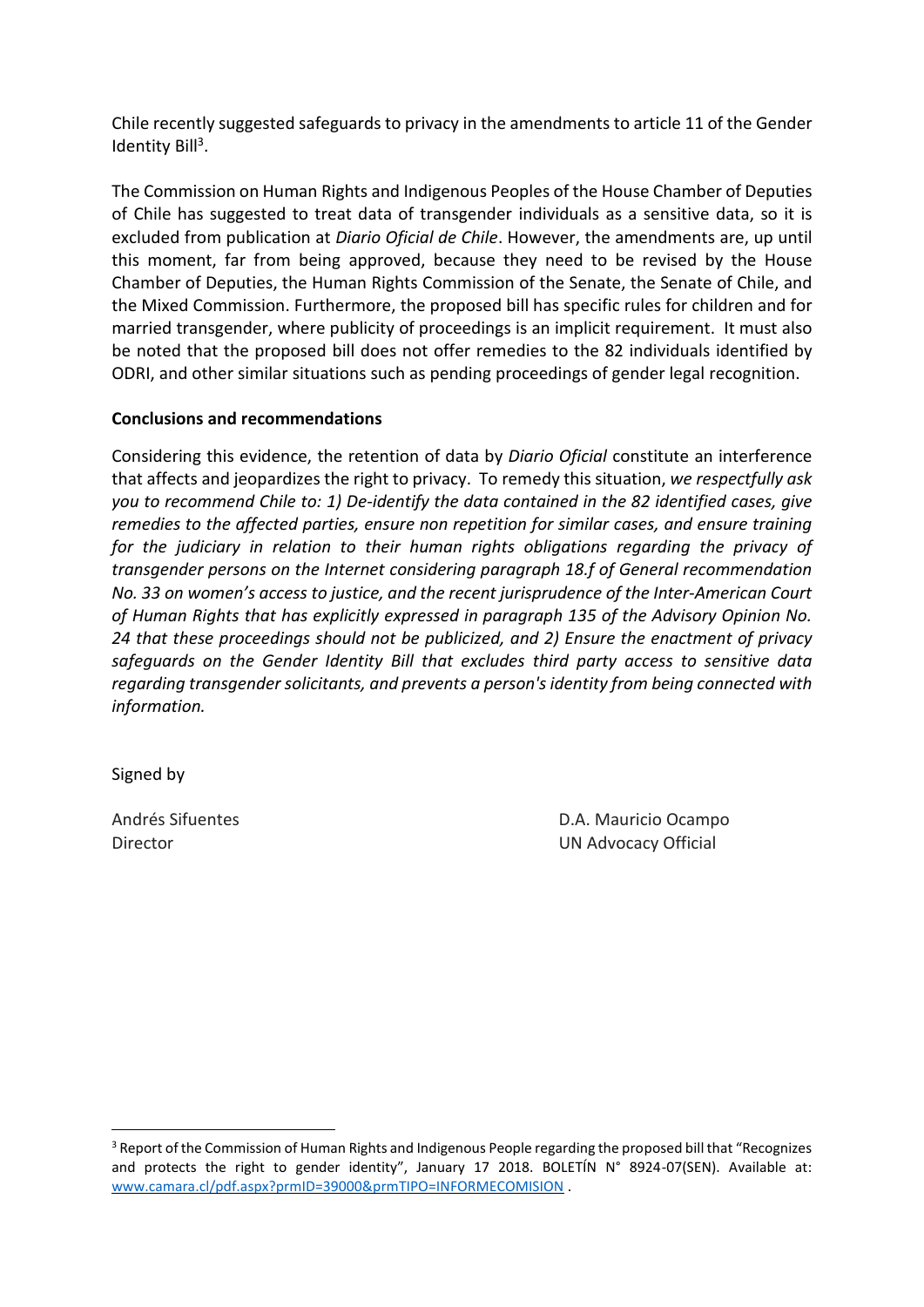Chile recently suggested safeguards to privacy in the amendments to article 11 of the Gender Identity Bill[3].

The Commission on Human Rights and Indigenous Peoples of the House Chamber of Deputies of Chile has suggested to treat data of transgender individuals as a sensitive data, so it is excluded from publication at *Diario Oficial de Chile*. However, the amendments are, up until this moment, far from being approved, because they need to be revised by the House Chamber of Deputies, the Human Rights Commission of the Senate, the Senate of Chile, and the Mixed Commission. Furthermore, the proposed bill has specific rules for children and for married transgender, where publicity of proceedings is an implicit requirement. It must also be noted that the proposed bill does not offer remedies to the 82 individuals identified by ODRI, and other similar situations such as pending proceedings of gender legal recognition.

**Conclusions and recommendations**

Considering this evidence, the retention of data by *Diario Oficial* constitute an interference that affects and jeopardizes the right to privacy. To remedy this situation, *we respectfully ask you to recommend Chile to: 1) De-identify the data contained in the 82 identified cases, give remedies to the affected parties, ensure non repetition for similar cases, and ensure training for the judiciary in relation to their human rights obligations regarding the privacy of transgender persons on the Internet considering paragraph 18.f of General recommendation No. 33 on women's access to justice, and the recent jurisprudence of the Inter-American Court of Human Rights that has explicitly expressed in paragraph 135 of the Advisory Opinion No. 24 that these proceedings should not be publicized, and 2) Ensure the enactment of privacy safeguards on the Gender Identity Bill that excludes third party access to sensitive data regarding transgender solicitants, and prevents a person's identity from being connected with information.*

Signed by

Andrés Sifuentes
Director

D.A. Mauricio Ocampo
UN Advocacy Official

---

[3] Report of the Commission of Human Rights and Indigenous People regarding the proposed bill that "Recognizes and protects the right to gender identity", January 17 2018. BOLETÍN N° 8924-07(SEN). Available at: www.camara.cl/pdf.aspx?prmID=39000&prmTIPO=INFORMECOMISION .